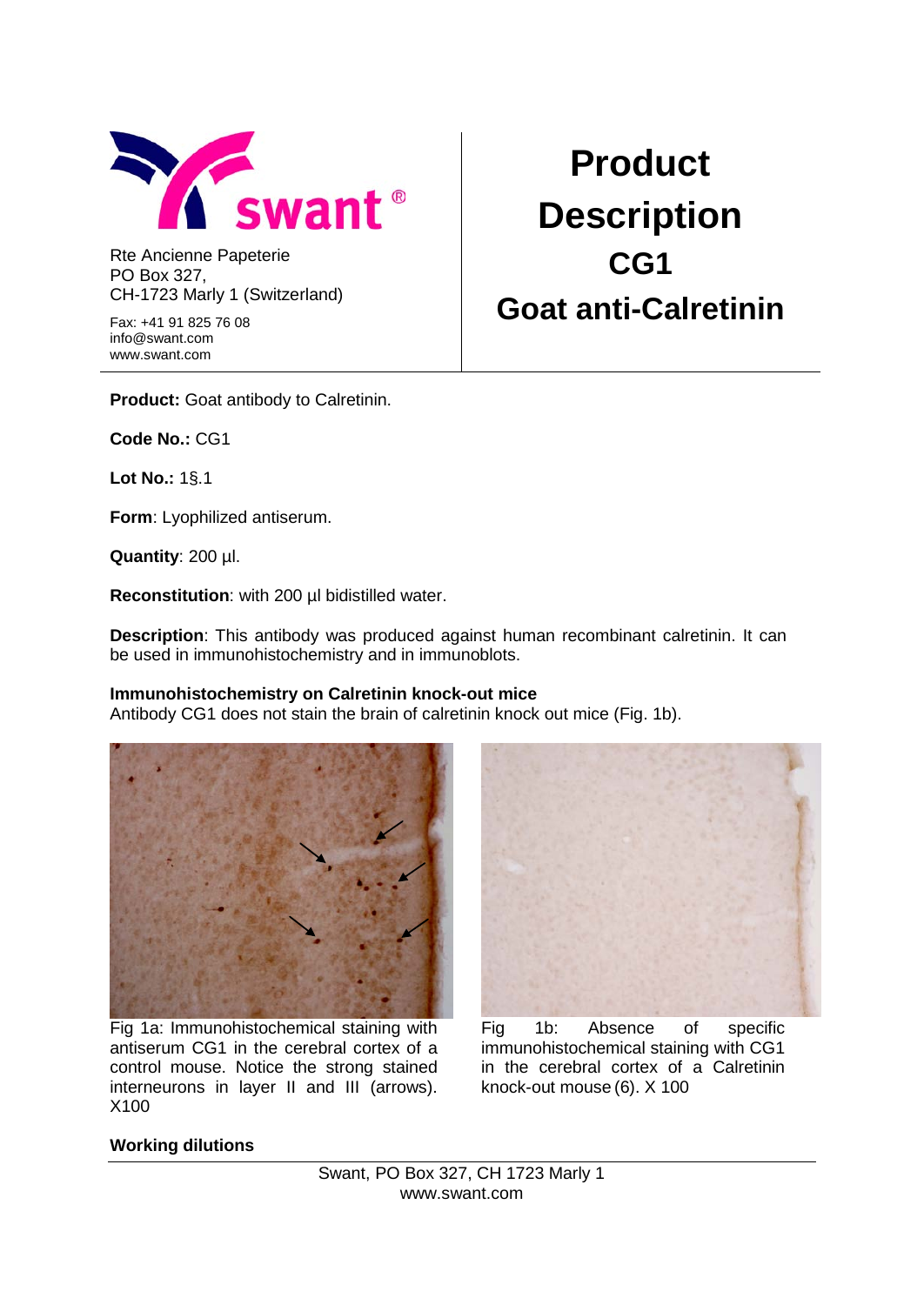Rte Ancienne Papeterie
PO Box 327,
CH-1723 Marly 1 (Switzerland)

Fax: +41 91 825 76 08
info@swant.com
www.swant.com

# Product Description

## CG1

## Goat anti-Calretinin

**Product:** Goat antibody to Calretinin.

**Code No.:** CG1

**Lot No.:** 1§.1

**Form**: Lyophilized antiserum.

**Quantity**: 200 µl.

**Reconstitution**: with 200 µl bidistilled water.

**Description**: This antibody was produced against human recombinant calretinin. It can be used in immunohistochemistry and in immunoblots.

**Immunohistochemistry on Calretinin knock-out mice**

Antibody CG1 does not stain the brain of calretinin knock out mice (Fig. 1b).

Fig 1a: Immunohistochemical staining with antiserum CG1 in the cerebral cortex of a control mouse. Notice the strong stained interneurons in layer II and III (arrows). X100

Fig 1b: Absence of specific immunohistochemical staining with CG1 in the cerebral cortex of a Calretinin knock-out mouse (6). X 100

**Working dilutions**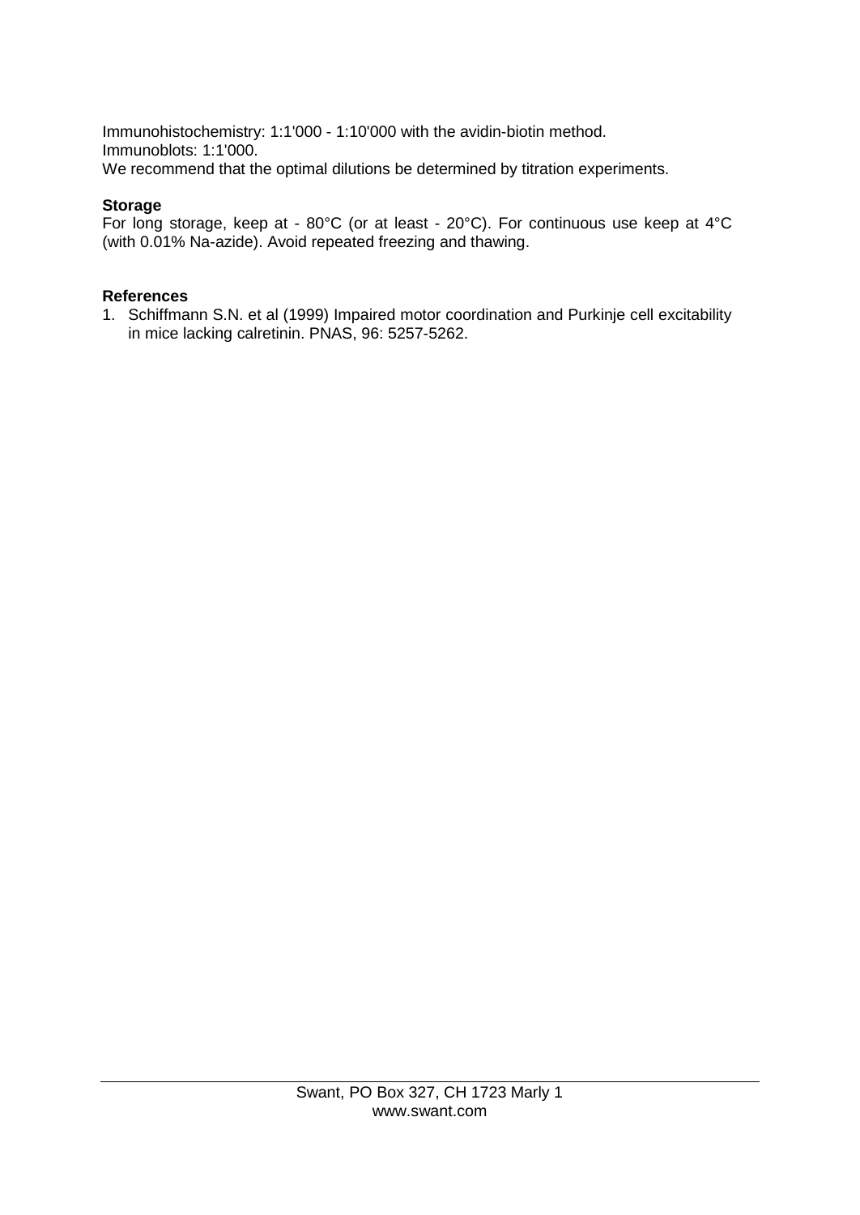Immunohistochemistry: 1:1'000 - 1:10'000 with the avidin-biotin method.
Immunoblots: 1:1'000.
We recommend that the optimal dilutions be determined by titration experiments.

**Storage**
For long storage, keep at - 80°C (or at least - 20°C). For continuous use keep at 4°C (with 0.01% Na-azide). Avoid repeated freezing and thawing.

**References**

1. Schiffmann S.N. et al (1999) Impaired motor coordination and Purkinje cell excitability in mice lacking calretinin. PNAS, 96: 5257-5262.

Swant, PO Box 327, CH 1723 Marly 1
www.swant.com